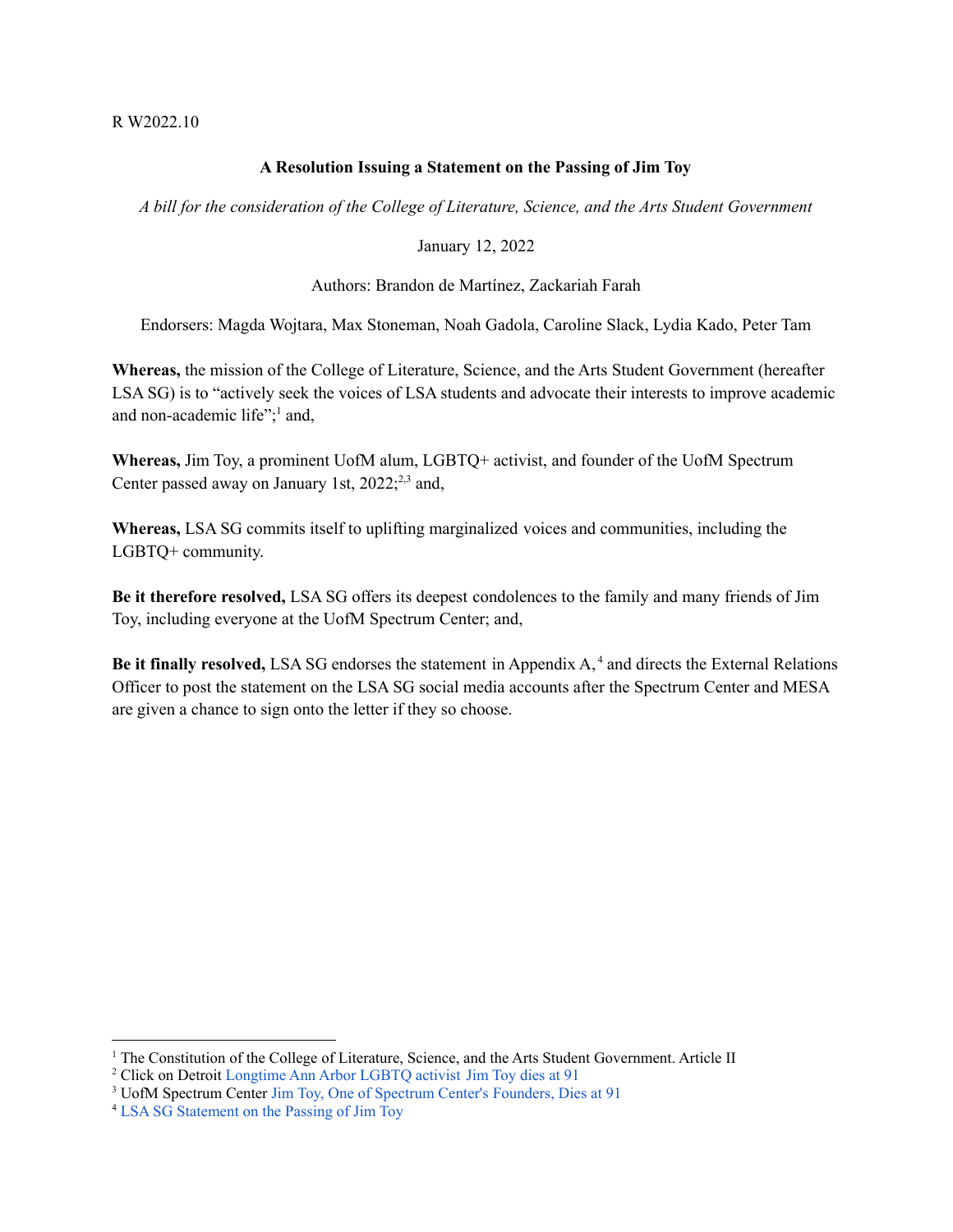R W2022.10

**A Resolution Issuing a Statement on the Passing of Jim Toy**

*A bill for the consideration of the College of Literature, Science, and the Arts Student Government*

January 12, 2022

Authors: Brandon de Martínez, Zackariah Farah

Endorsers: Magda Wojtara, Max Stoneman, Noah Gadola, Caroline Slack, Lydia Kado, Peter Tam

**Whereas,** the mission of the College of Literature, Science, and the Arts Student Government (hereafter LSA SG) is to "actively seek the voices of LSA students and advocate their interests to improve academic and non-academic life";[1] and,

**Whereas,** Jim Toy, a prominent UofM alum, LGBTQ+ activist, and founder of the UofM Spectrum Center passed away on January 1st, 2022;[2,3] and,

**Whereas,** LSA SG commits itself to uplifting marginalized voices and communities, including the LGBTQ+ community.

**Be it therefore resolved,** LSA SG offers its deepest condolences to the family and many friends of Jim Toy, including everyone at the UofM Spectrum Center; and,

**Be it finally resolved,** LSA SG endorses the statement in Appendix A,[4] and directs the External Relations Officer to post the statement on the LSA SG social media accounts after the Spectrum Center and MESA are given a chance to sign onto the letter if they so choose.

---

[1] The Constitution of the College of Literature, Science, and the Arts Student Government. Article II

[2] Click on Detroit Longtime Ann Arbor LGBTQ activist Jim Toy dies at 91

[3] UofM Spectrum Center Jim Toy, One of Spectrum Center's Founders, Dies at 91

[4] LSA SG Statement on the Passing of Jim Toy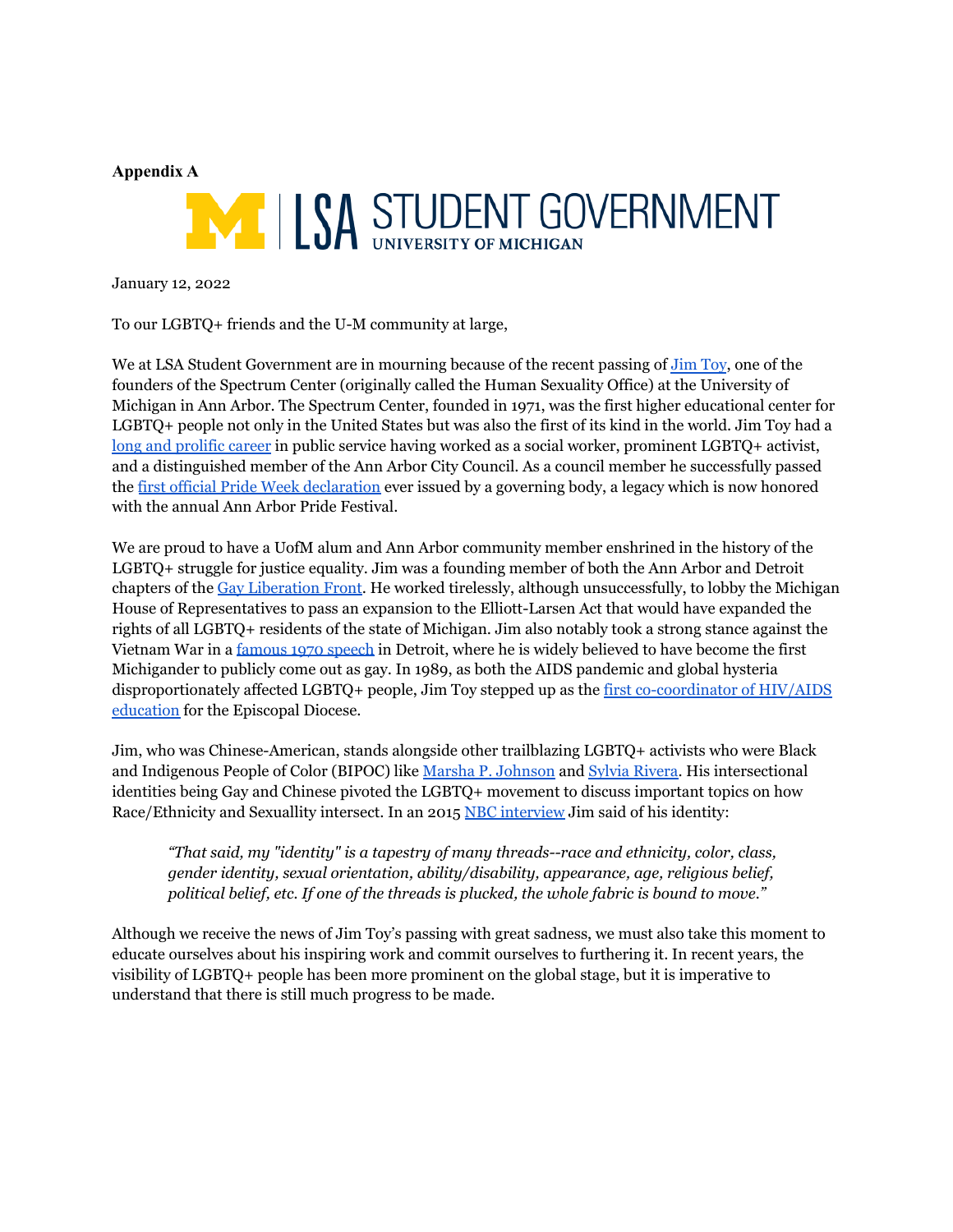**Appendix A**

**LSA STUDENT GOVERNMENT**
UNIVERSITY OF MICHIGAN

January 12, 2022

To our LGBTQ+ friends and the U-M community at large,

We at LSA Student Government are in mourning because of the recent passing of Jim Toy, one of the founders of the Spectrum Center (originally called the Human Sexuality Office) at the University of Michigan in Ann Arbor. The Spectrum Center, founded in 1971, was the first higher educational center for LGBTQ+ people not only in the United States but was also the first of its kind in the world. Jim Toy had a long and prolific career in public service having worked as a social worker, prominent LGBTQ+ activist, and a distinguished member of the Ann Arbor City Council. As a council member he successfully passed the first official Pride Week declaration ever issued by a governing body, a legacy which is now honored with the annual Ann Arbor Pride Festival.

We are proud to have a UofM alum and Ann Arbor community member enshrined in the history of the LGBTQ+ struggle for justice equality. Jim was a founding member of both the Ann Arbor and Detroit chapters of the Gay Liberation Front. He worked tirelessly, although unsuccessfully, to lobby the Michigan House of Representatives to pass an expansion to the Elliott-Larsen Act that would have expanded the rights of all LGBTQ+ residents of the state of Michigan. Jim also notably took a strong stance against the Vietnam War in a famous 1970 speech in Detroit, where he is widely believed to have become the first Michigander to publicly come out as gay. In 1989, as both the AIDS pandemic and global hysteria disproportionately affected LGBTQ+ people, Jim Toy stepped up as the first co-coordinator of HIV/AIDS education for the Episcopal Diocese.

Jim, who was Chinese-American, stands alongside other trailblazing LGBTQ+ activists who were Black and Indigenous People of Color (BIPOC) like Marsha P. Johnson and Sylvia Rivera. His intersectional identities being Gay and Chinese pivoted the LGBTQ+ movement to discuss important topics on how Race/Ethnicity and Sexuallity intersect. In an 2015 NBC interview Jim said of his identity:

> *"That said, my "identity" is a tapestry of many threads--race and ethnicity, color, class, gender identity, sexual orientation, ability/disability, appearance, age, religious belief, political belief, etc. If one of the threads is plucked, the whole fabric is bound to move."*

Although we receive the news of Jim Toy's passing with great sadness, we must also take this moment to educate ourselves about his inspiring work and commit ourselves to furthering it. In recent years, the visibility of LGBTQ+ people has been more prominent on the global stage, but it is imperative to understand that there is still much progress to be made.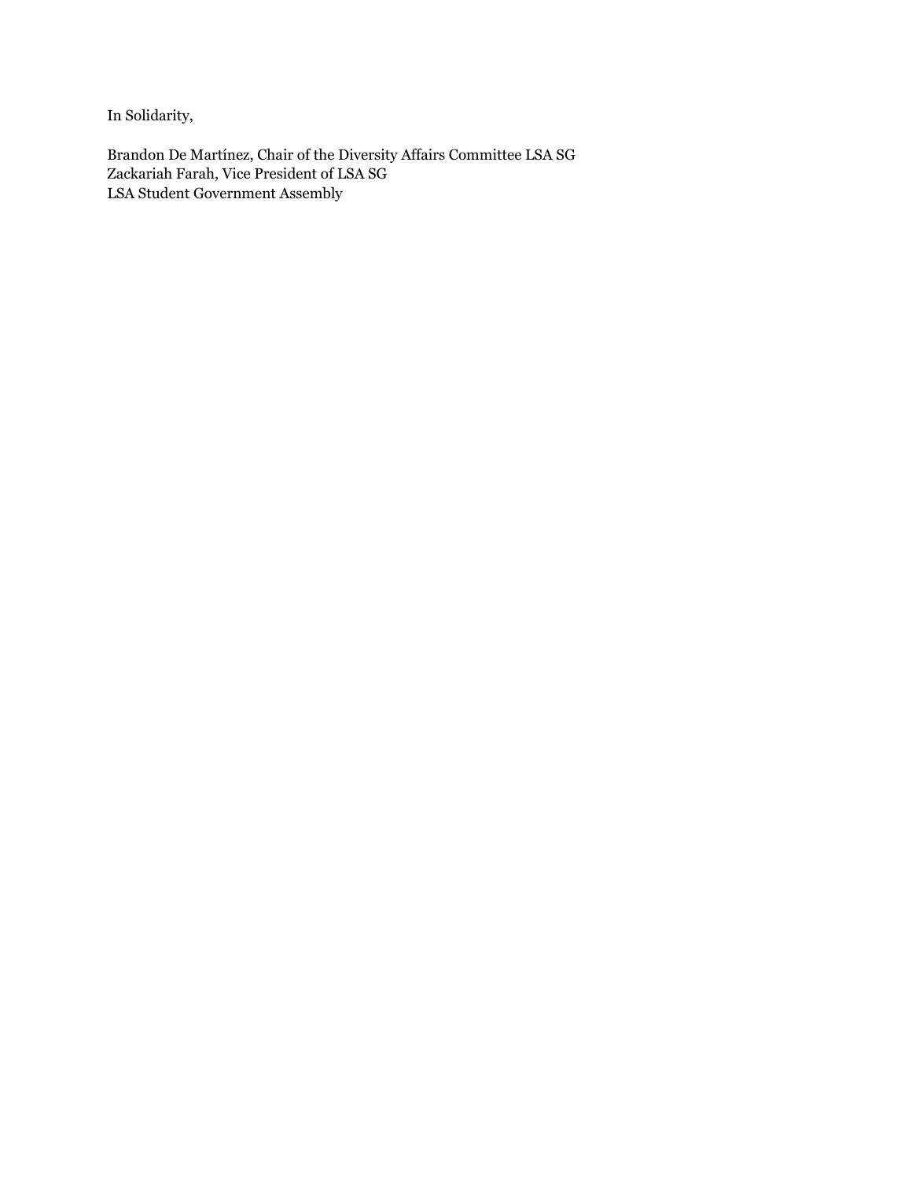In Solidarity,

Brandon De Martínez, Chair of the Diversity Affairs Committee LSA SG
Zackariah Farah, Vice President of LSA SG
LSA Student Government Assembly